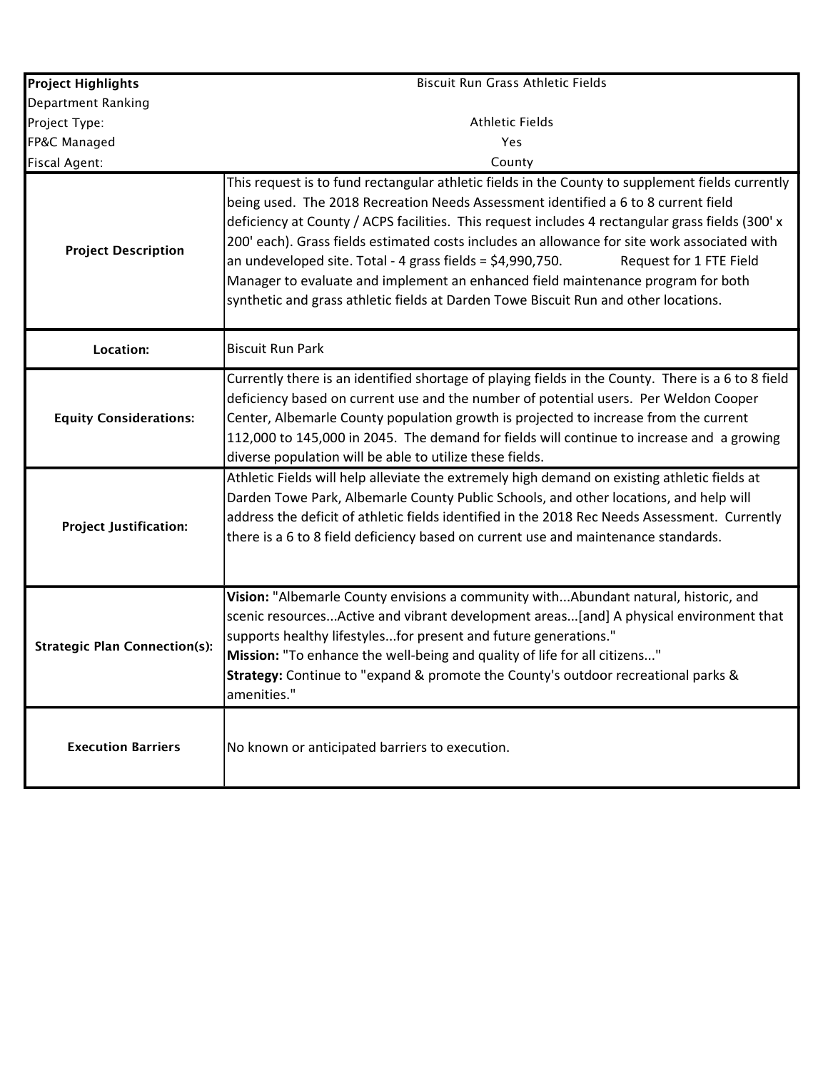| Project Highlights | Biscuit Run Grass Athletic Fields |
|---|---|
| Department Ranking | |
| Project Type: | Athletic Fields |
| FP&C Managed | Yes |
| Fiscal Agent: | County |
| **Project Description** | This request is to fund rectangular athletic fields in the County to supplement fields currently being used. The 2018 Recreation Needs Assessment identified a 6 to 8 current field deficiency at County / ACPS facilities. This request includes 4 rectangular grass fields (300' x 200' each). Grass fields estimated costs includes an allowance for site work associated with an undeveloped site. Total - 4 grass fields = $4,990,750. Request for 1 FTE Field Manager to evaluate and implement an enhanced field maintenance program for both synthetic and grass athletic fields at Darden Towe Biscuit Run and other locations. |
| **Location:** | Biscuit Run Park |
| **Equity Considerations:** | Currently there is an identified shortage of playing fields in the County. There is a 6 to 8 field deficiency based on current use and the number of potential users. Per Weldon Cooper Center, Albemarle County population growth is projected to increase from the current 112,000 to 145,000 in 2045. The demand for fields will continue to increase and a growing diverse population will be able to utilize these fields. |
| **Project Justification:** | Athletic Fields will help alleviate the extremely high demand on existing athletic fields at Darden Towe Park, Albemarle County Public Schools, and other locations, and help will address the deficit of athletic fields identified in the 2018 Rec Needs Assessment. Currently there is a 6 to 8 field deficiency based on current use and maintenance standards. |
| **Strategic Plan Connection(s):** | **Vision:** "Albemarle County envisions a community with...Abundant natural, historic, and scenic resources...Active and vibrant development areas...[and] A physical environment that supports healthy lifestyles...for present and future generations."<br>**Mission:** "To enhance the well-being and quality of life for all citizens..."<br>**Strategy:** Continue to "expand & promote the County's outdoor recreational parks & amenities." |
| **Execution Barriers** | No known or anticipated barriers to execution. |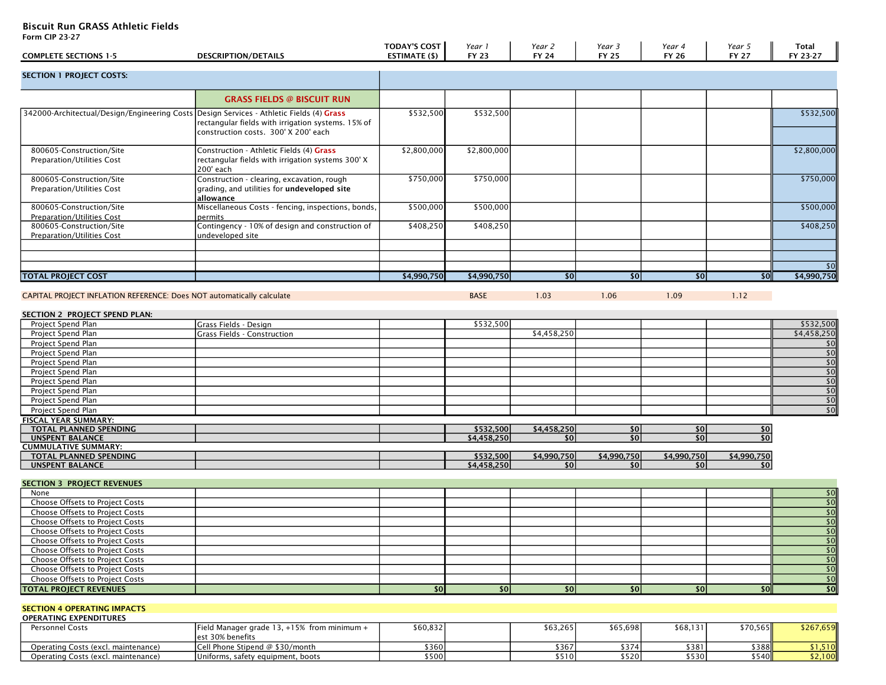# Biscuit Run GRASS Athletic Fields

Form CIP 23-27

| COMPLETE SECTIONS 1-5 | DESCRIPTION/DETAILS | TODAY'S COST ESTIMATE ($) | *Year 1* FY 23 | *Year 2* FY 24 | *Year 3* FY 25 | *Year 4* FY 26 | *Year 5* FY 27 | Total FY 23-27 |
|---|---|---|---|---|---|---|---|---|
| **SECTION 1 PROJECT COSTS:** | | | | | | | | |
| | **GRASS FIELDS @ BISCUIT RUN** | | | | | | | |
| 342000-Architectual/Design/Engineering Costs | Design Services - Athletic Fields (4) **Grass** rectangular fields with irrigation systems. 15% of construction costs. 300' X 200' each | $532,500 | $532,500 | | | | | $532,500 |
| 800605-Construction/Site Preparation/Utilities Cost | Construction - Athletic Fields (4) **Grass** rectangular fields with irrigation systems 300' X 200' each | $2,800,000 | $2,800,000 | | | | | $2,800,000 |
| 800605-Construction/Site Preparation/Utilities Cost | Construction - clearing, excavation, rough grading, and utilities for **undeveloped site allowance** | $750,000 | $750,000 | | | | | $750,000 |
| 800605-Construction/Site Preparation/Utilities Cost | Miscellaneous Costs - fencing, inspections, bonds, permits | $500,000 | $500,000 | | | | | $500,000 |
| 800605-Construction/Site Preparation/Utilities Cost | Contingency - 10% of design and construction of undeveloped site | $408,250 | $408,250 | | | | | $408,250 |
| | | | | | | | | |
| | | | | | | | | |
| | | | | | | | | $0 |
| **TOTAL PROJECT COST** | | **$4,990,750** | **$4,990,750** | **$0** | **$0** | **$0** | **$0** | **$4,990,750** |
| CAPITAL PROJECT INFLATION REFERENCE: Does NOT automatically calculate | | | BASE | 1.03 | 1.06 | 1.09 | 1.12 | |
| **SECTION 2 PROJECT SPEND PLAN:** | | | | | | | | |
| Project Spend Plan | Grass Fields - Design | | $532,500 | | | | | $532,500 |
| Project Spend Plan | Grass Fields - Construction | | | $4,458,250 | | | | $4,458,250 |
| Project Spend Plan | | | | | | | | $0 |
| Project Spend Plan | | | | | | | | $0 |
| Project Spend Plan | | | | | | | | $0 |
| Project Spend Plan | | | | | | | | $0 |
| Project Spend Plan | | | | | | | | $0 |
| Project Spend Plan | | | | | | | | $0 |
| Project Spend Plan | | | | | | | | $0 |
| Project Spend Plan | | | | | | | | $0 |
| **FISCAL YEAR SUMMARY:** | | | | | | | | |
| **TOTAL PLANNED SPENDING** | | | **$532,500** | **$4,458,250** | **$0** | **$0** | **$0** | |
| **UNSPENT BALANCE** | | | **$4,458,250** | **$0** | **$0** | **$0** | **$0** | |
| **CUMMULATIVE SUMMARY:** | | | | | | | | |
| **TOTAL PLANNED SPENDING** | | | **$532,500** | **$4,990,750** | **$4,990,750** | **$4,990,750** | **$4,990,750** | |
| **UNSPENT BALANCE** | | | **$4,458,250** | **$0** | **$0** | **$0** | **$0** | |
| **SECTION 3 PROJECT REVENUES** | | | | | | | | |
| None | | | | | | | | $0 |
| Choose Offsets to Project Costs | | | | | | | | $0 |
| Choose Offsets to Project Costs | | | | | | | | $0 |
| Choose Offsets to Project Costs | | | | | | | | $0 |
| Choose Offsets to Project Costs | | | | | | | | $0 |
| Choose Offsets to Project Costs | | | | | | | | $0 |
| Choose Offsets to Project Costs | | | | | | | | $0 |
| Choose Offsets to Project Costs | | | | | | | | $0 |
| Choose Offsets to Project Costs | | | | | | | | $0 |
| Choose Offsets to Project Costs | | | | | | | | $0 |
| **TOTAL PROJECT REVENUES** | | **$0** | **$0** | **$0** | **$0** | **$0** | **$0** | **$0** |
| **SECTION 4 OPERATING IMPACTS** | | | | | | | | |
| **OPERATING EXPENDITURES** | | | | | | | | |
| Personnel Costs | Field Manager grade 13, +15% from minimum + est 30% benefits | $60,832 | | $63,265 | $65,698 | $68,131 | $70,565 | $267,659 |
| Operating Costs (excl. maintenance) | Cell Phone Stipend @ $30/month | $360 | | $367 | $374 | $381 | $388 | $1,510 |
| Operating Costs (excl. maintenance) | Uniforms, safety equipment, boots | $500 | | $510 | $520 | $530 | $540 | $2,100 |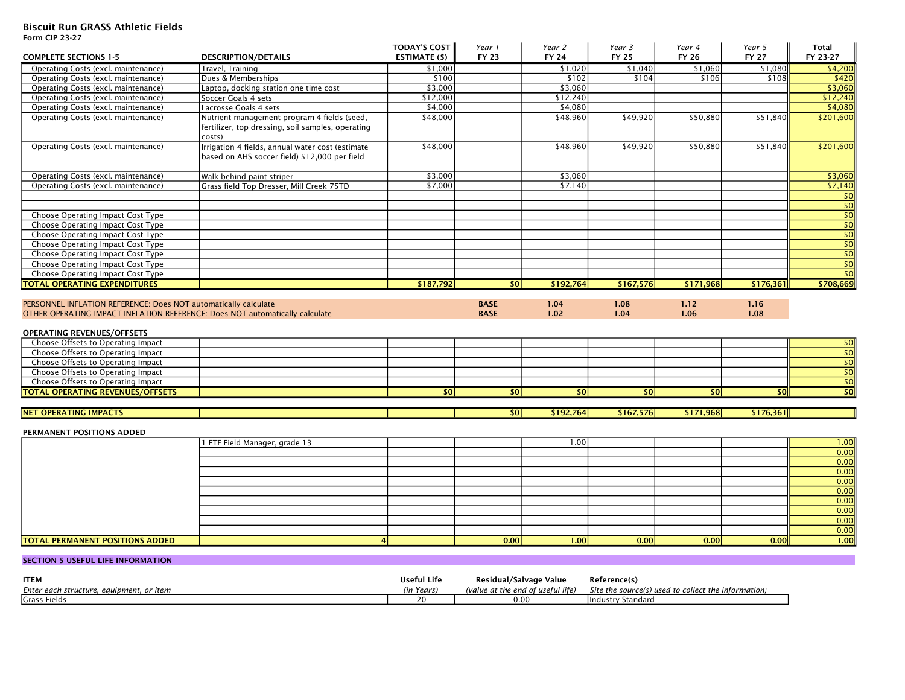**Biscuit Run GRASS Athletic Fields**

**Form CIP 23-27**

| COMPLETE SECTIONS 1-5 | DESCRIPTION/DETAILS | TODAY'S COST ESTIMATE ($) | *Year 1* FY 23 | *Year 2* FY 24 | *Year 3* FY 25 | *Year 4* FY 26 | *Year 5* FY 27 | Total FY 23-27 |
|---|---|---|---|---|---|---|---|---|
| Operating Costs (excl. maintenance) | Travel, Training | $1,000 | | $1,020 | $1,040 | $1,060 | $1,080 | $4,200 |
| Operating Costs (excl. maintenance) | Dues & Memberships | $100 | | $102 | $104 | $106 | $108 | $420 |
| Operating Costs (excl. maintenance) | Laptop, docking station one time cost | $3,000 | | $3,060 | | | | $3,060 |
| Operating Costs (excl. maintenance) | Soccer Goals 4 sets | $12,000 | | $12,240 | | | | $12,240 |
| Operating Costs (excl. maintenance) | Lacrosse Goals 4 sets | $4,000 | | $4,080 | | | | $4,080 |
| Operating Costs (excl. maintenance) | Nutrient management program 4 fields (seed, fertilizer, top dressing, soil samples, operating costs) | $48,000 | | $48,960 | $49,920 | $50,880 | $51,840 | $201,600 |
| Operating Costs (excl. maintenance) | Irrigation 4 fields, annual water cost (estimate based on AHS soccer field) $12,000 per field | $48,000 | | $48,960 | $49,920 | $50,880 | $51,840 | $201,600 |
| Operating Costs (excl. maintenance) | Walk behind paint striper | $3,000 | | $3,060 | | | | $3,060 |
| Operating Costs (excl. maintenance) | Grass field Top Dresser, Mill Creek 75TD | $7,000 | | $7,140 | | | | $7,140 |
| | | | | | | | | $0 |
| | | | | | | | | $0 |
| Choose Operating Impact Cost Type | | | | | | | | $0 |
| Choose Operating Impact Cost Type | | | | | | | | $0 |
| Choose Operating Impact Cost Type | | | | | | | | $0 |
| Choose Operating Impact Cost Type | | | | | | | | $0 |
| Choose Operating Impact Cost Type | | | | | | | | $0 |
| Choose Operating Impact Cost Type | | | | | | | | $0 |
| Choose Operating Impact Cost Type | | | | | | | | $0 |
| **TOTAL OPERATING EXPENDITURES** | | **$187,792** | **$0** | **$192,764** | **$167,576** | **$171,968** | **$176,361** | **$708,669** |

| | | | | | |
|---|---|---|---|---|---|
| PERSONNEL INFLATION REFERENCE: Does NOT automatically calculate | **BASE** | **1.04** | **1.08** | **1.12** | **1.16** |
| OTHER OPERATING IMPACT INFLATION REFERENCE: Does NOT automatically calculate | **BASE** | **1.02** | **1.04** | **1.06** | **1.08** |

**OPERATING REVENUES/OFFSETS**

| | | | | | | | | |
|---|---|---|---|---|---|---|---|---|
| Choose Offsets to Operating Impact | | | | | | | | $0 |
| Choose Offsets to Operating Impact | | | | | | | | $0 |
| Choose Offsets to Operating Impact | | | | | | | | $0 |
| Choose Offsets to Operating Impact | | | | | | | | $0 |
| Choose Offsets to Operating Impact | | | | | | | | $0 |
| **TOTAL OPERATING REVENUES/OFFSETS** | | **$0** | **$0** | **$0** | **$0** | **$0** | **$0** | **$0** |
| **NET OPERATING IMPACTS** | | | **$0** | **$192,764** | **$167,576** | **$171,968** | **$176,361** | |

**PERMANENT POSITIONS ADDED**

| | | | | | | | | |
|---|---|---|---|---|---|---|---|---|
| | 1 FTE Field Manager, grade 13 | | | 1.00 | | | | 1.00 |
| | | | | | | | | 0.00 |
| | | | | | | | | 0.00 |
| | | | | | | | | 0.00 |
| | | | | | | | | 0.00 |
| | | | | | | | | 0.00 |
| | | | | | | | | 0.00 |
| | | | | | | | | 0.00 |
| | | | | | | | | 0.00 |
| | | | | | | | | 0.00 |
| **TOTAL PERMANENT POSITIONS ADDED** | 4 | | **0.00** | **1.00** | **0.00** | **0.00** | **0.00** | **1.00** |

**SECTION 5 USEFUL LIFE INFORMATION**

| **ITEM** *Enter each structure, equipment, or item* | **Useful Life** *(in Years)* | **Residual/Salvage Value** *(value at the end of useful life)* | **Reference(s)** *Site the source(s) used to collect the information;* |
|---|---|---|---|
| Grass Fields | 20 | 0.00 | Industry Standard |